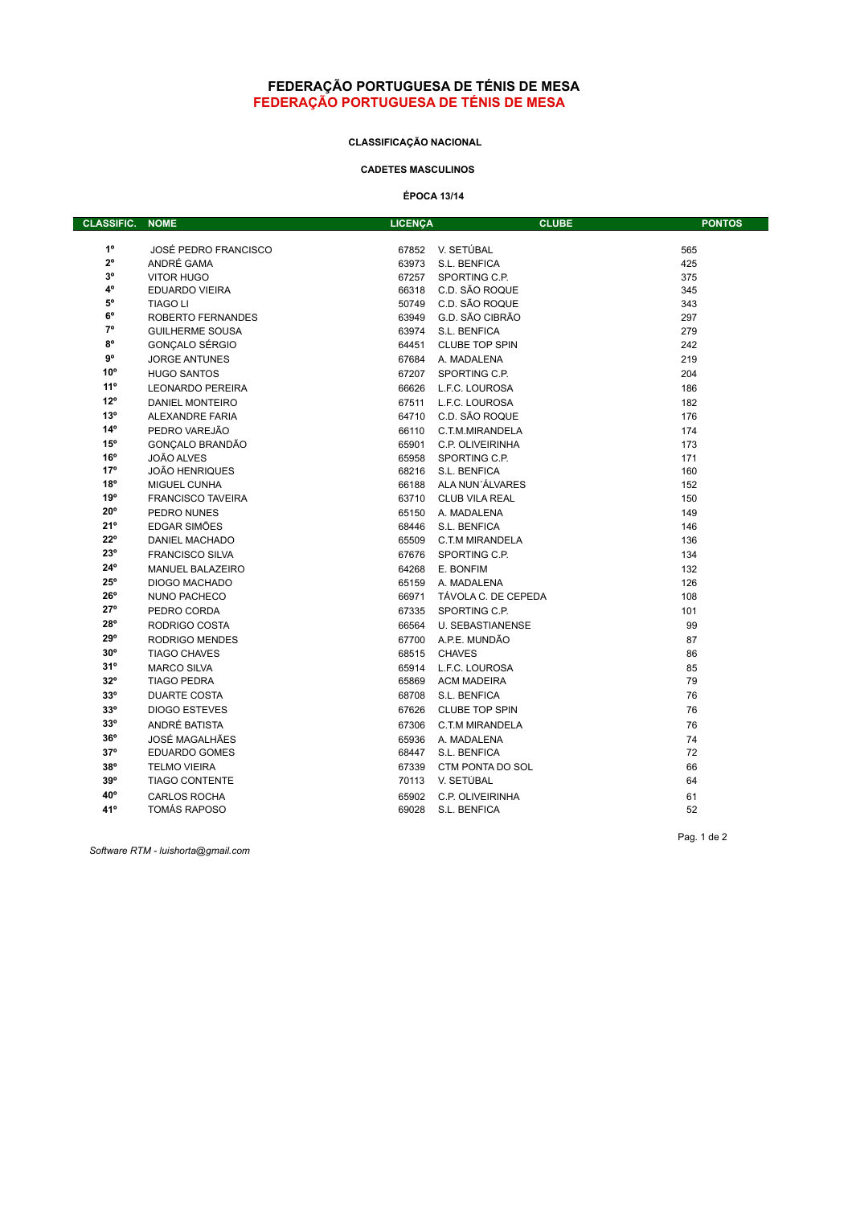# FEDERAÇÃO PORTUGUESA DE TÉNIS DE MESA
# FEDERAÇÃO PORTUGUESA DE TÉNIS DE MESA

### CLASSIFICAÇÃO NACIONAL

### CADETES MASCULINOS

### ÉPOCA 13/14

| CLASSIFIC. | NOME | LICENÇA | CLUBE | PONTOS |
|---|---|---|---|---|
| 1º | JOSÉ PEDRO FRANCISCO | 67852 | V. SETÚBAL | 565 |
| 2º | ANDRÉ GAMA | 63973 | S.L. BENFICA | 425 |
| 3º | VITOR HUGO | 67257 | SPORTING C.P. | 375 |
| 4º | EDUARDO VIEIRA | 66318 | C.D. SÃO ROQUE | 345 |
| 5º | TIAGO LI | 50749 | C.D. SÃO ROQUE | 343 |
| 6º | ROBERTO FERNANDES | 63949 | G.D. SÃO CIBRÃO | 297 |
| 7º | GUILHERME SOUSA | 63974 | S.L. BENFICA | 279 |
| 8º | GONÇALO SÉRGIO | 64451 | CLUBE TOP SPIN | 242 |
| 9º | JORGE ANTUNES | 67684 | A. MADALENA | 219 |
| 10º | HUGO SANTOS | 67207 | SPORTING C.P. | 204 |
| 11º | LEONARDO PEREIRA | 66626 | L.F.C. LOUROSA | 186 |
| 12º | DANIEL MONTEIRO | 67511 | L.F.C. LOUROSA | 182 |
| 13º | ALEXANDRE FARIA | 64710 | C.D. SÃO ROQUE | 176 |
| 14º | PEDRO VAREJÃO | 66110 | C.T.M.MIRANDELA | 174 |
| 15º | GONÇALO BRANDÃO | 65901 | C.P. OLIVEIRINHA | 173 |
| 16º | JOÃO ALVES | 65958 | SPORTING C.P. | 171 |
| 17º | JOÃO HENRIQUES | 68216 | S.L. BENFICA | 160 |
| 18º | MIGUEL CUNHA | 66188 | ALA NUN´ÁLVARES | 152 |
| 19º | FRANCISCO TAVEIRA | 63710 | CLUB VILA REAL | 150 |
| 20º | PEDRO NUNES | 65150 | A. MADALENA | 149 |
| 21º | EDGAR SIMÕES | 68446 | S.L. BENFICA | 146 |
| 22º | DANIEL MACHADO | 65509 | C.T.M MIRANDELA | 136 |
| 23º | FRANCISCO SILVA | 67676 | SPORTING C.P. | 134 |
| 24º | MANUEL BALAZEIRO | 64268 | E. BONFIM | 132 |
| 25º | DIOGO MACHADO | 65159 | A. MADALENA | 126 |
| 26º | NUNO PACHECO | 66971 | TÁVOLA C. DE CEPEDA | 108 |
| 27º | PEDRO CORDA | 67335 | SPORTING C.P. | 101 |
| 28º | RODRIGO COSTA | 66564 | U. SEBASTIANENSE | 99 |
| 29º | RODRIGO MENDES | 67700 | A.P.E. MUNDÃO | 87 |
| 30º | TIAGO CHAVES | 68515 | CHAVES | 86 |
| 31º | MARCO SILVA | 65914 | L.F.C. LOUROSA | 85 |
| 32º | TIAGO PEDRA | 65869 | ACM MADEIRA | 79 |
| 33º | DUARTE COSTA | 68708 | S.L. BENFICA | 76 |
| 33º | DIOGO ESTEVES | 67626 | CLUBE TOP SPIN | 76 |
| 33º | ANDRÉ BATISTA | 67306 | C.T.M MIRANDELA | 76 |
| 36º | JOSÉ MAGALHÃES | 65936 | A. MADALENA | 74 |
| 37º | EDUARDO GOMES | 68447 | S.L. BENFICA | 72 |
| 38º | TELMO VIEIRA | 67339 | CTM PONTA DO SOL | 66 |
| 39º | TIAGO CONTENTE | 70113 | V. SETÚBAL | 64 |
| 40º | CARLOS ROCHA | 65902 | C.P. OLIVEIRINHA | 61 |
| 41º | TOMÁS RAPOSO | 69028 | S.L. BENFICA | 52 |

*Software RTM - luishorta@gmail.com*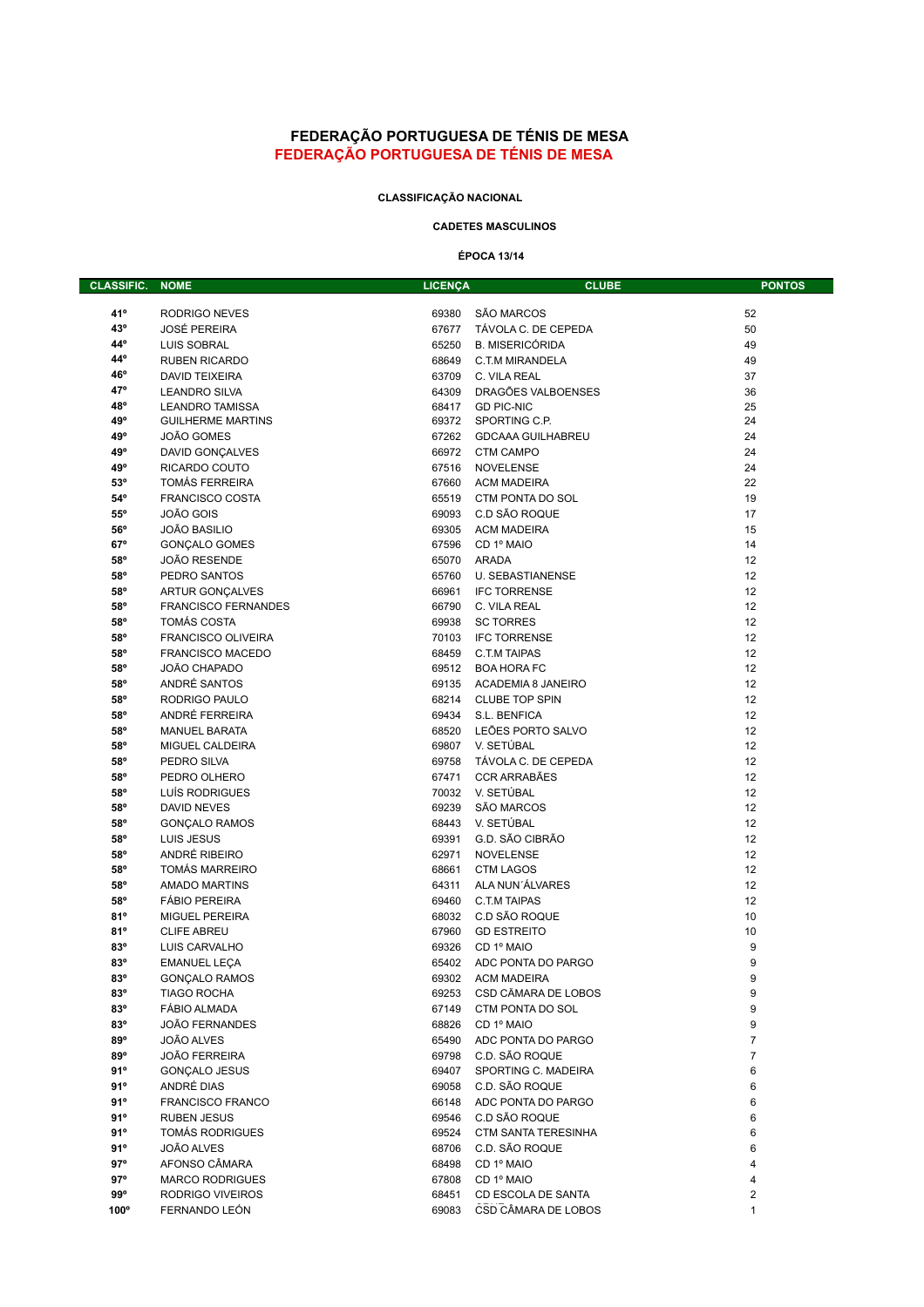# FEDERAÇÃO PORTUGUESA DE TÉNIS DE MESA
# FEDERAÇÃO PORTUGUESA DE TÉNIS DE MESA

**CLASSIFICAÇÃO NACIONAL**

**CADETES MASCULINOS**

**ÉPOCA 13/14**

| CLASSIFIC. | NOME | LICENÇA | CLUBE | PONTOS |
|---|---|---|---|---|
| 41º | RODRIGO NEVES | 69380 | SÃO MARCOS | 52 |
| 43º | JOSÉ PEREIRA | 67677 | TÁVOLA C. DE CEPEDA | 50 |
| 44º | LUIS SOBRAL | 65250 | B. MISERICÓRIDA | 49 |
| 44º | RUBEN RICARDO | 68649 | C.T.M MIRANDELA | 49 |
| 46º | DAVID TEIXEIRA | 63709 | C. VILA REAL | 37 |
| 47º | LEANDRO SILVA | 64309 | DRAGÕES VALBOENSES | 36 |
| 48º | LEANDRO TAMISSA | 68417 | GD PIC-NIC | 25 |
| 49º | GUILHERME MARTINS | 69372 | SPORTING C.P. | 24 |
| 49º | JOÃO GOMES | 67262 | GDCAAA GUILHABREU | 24 |
| 49º | DAVID GONÇALVES | 66972 | CTM CAMPO | 24 |
| 49º | RICARDO COUTO | 67516 | NOVELENSE | 24 |
| 53º | TOMÁS FERREIRA | 67660 | ACM MADEIRA | 22 |
| 54º | FRANCISCO COSTA | 65519 | CTM PONTA DO SOL | 19 |
| 55º | JOÃO GOIS | 69093 | C.D SÃO ROQUE | 17 |
| 56º | JOÃO BASILIO | 69305 | ACM MADEIRA | 15 |
| 67º | GONÇALO GOMES | 67596 | CD 1º MAIO | 14 |
| 58º | JOÃO RESENDE | 65070 | ARADA | 12 |
| 58º | PEDRO SANTOS | 65760 | U. SEBASTIANENSE | 12 |
| 58º | ARTUR GONÇALVES | 66961 | IFC TORRENSE | 12 |
| 58º | FRANCISCO FERNANDES | 66790 | C. VILA REAL | 12 |
| 58º | TOMÁS COSTA | 69938 | SC TORRES | 12 |
| 58º | FRANCISCO OLIVEIRA | 70103 | IFC TORRENSE | 12 |
| 58º | FRANCISCO MACEDO | 68459 | C.T.M TAIPAS | 12 |
| 58º | JOÃO CHAPADO | 69512 | BOA HORA FC | 12 |
| 58º | ANDRÉ SANTOS | 69135 | ACADEMIA 8 JANEIRO | 12 |
| 58º | RODRIGO PAULO | 68214 | CLUBE TOP SPIN | 12 |
| 58º | ANDRÉ FERREIRA | 69434 | S.L. BENFICA | 12 |
| 58º | MANUEL BARATA | 68520 | LEÕES PORTO SALVO | 12 |
| 58º | MIGUEL CALDEIRA | 69807 | V. SETÚBAL | 12 |
| 58º | PEDRO SILVA | 69758 | TÁVOLA C. DE CEPEDA | 12 |
| 58º | PEDRO OLHERO | 67471 | CCR ARRABÃES | 12 |
| 58º | LUÍS RODRIGUES | 70032 | V. SETÚBAL | 12 |
| 58º | DAVID NEVES | 69239 | SÃO MARCOS | 12 |
| 58º | GONÇALO RAMOS | 68443 | V. SETÚBAL | 12 |
| 58º | LUIS JESUS | 69391 | G.D. SÃO CIBRÃO | 12 |
| 58º | ANDRÉ RIBEIRO | 62971 | NOVELENSE | 12 |
| 58º | TOMÁS MARREIRO | 68661 | CTM LAGOS | 12 |
| 58º | AMADO MARTINS | 64311 | ALA NUN´ÁLVARES | 12 |
| 58º | FÁBIO PEREIRA | 69460 | C.T.M TAIPAS | 12 |
| 81º | MIGUEL PEREIRA | 68032 | C.D SÃO ROQUE | 10 |
| 81º | CLIFE ABREU | 67960 | GD ESTREITO | 10 |
| 83º | LUIS CARVALHO | 69326 | CD 1º MAIO | 9 |
| 83º | EMANUEL LEÇA | 65402 | ADC PONTA DO PARGO | 9 |
| 83º | GONÇALO RAMOS | 69302 | ACM MADEIRA | 9 |
| 83º | TIAGO ROCHA | 69253 | CSD CÂMARA DE LOBOS | 9 |
| 83º | FÁBIO ALMADA | 67149 | CTM PONTA DO SOL | 9 |
| 83º | JOÃO FERNANDES | 68826 | CD 1º MAIO | 9 |
| 89º | JOÃO ALVES | 65490 | ADC PONTA DO PARGO | 7 |
| 89º | JOÃO FERREIRA | 69798 | C.D. SÃO ROQUE | 7 |
| 91º | GONÇALO JESUS | 69407 | SPORTING C. MADEIRA | 6 |
| 91º | ANDRÉ DIAS | 69058 | C.D. SÃO ROQUE | 6 |
| 91º | FRANCISCO FRANCO | 66148 | ADC PONTA DO PARGO | 6 |
| 91º | RUBEN JESUS | 69546 | C.D SÃO ROQUE | 6 |
| 91º | TOMÁS RODRIGUES | 69524 | CTM SANTA TERESINHA | 6 |
| 91º | JOÃO ALVES | 68706 | C.D. SÃO ROQUE | 6 |
| 97º | AFONSO CÂMARA | 68498 | CD 1º MAIO | 4 |
| 97º | MARCO RODRIGUES | 67808 | CD 1º MAIO | 4 |
| 99º | RODRIGO VIVEIROS | 68451 | CD ESCOLA DE SANTA | 2 |
| 100º | FERNANDO LEÓN | 69083 | CSD CÂMARA DE LOBOS | 1 |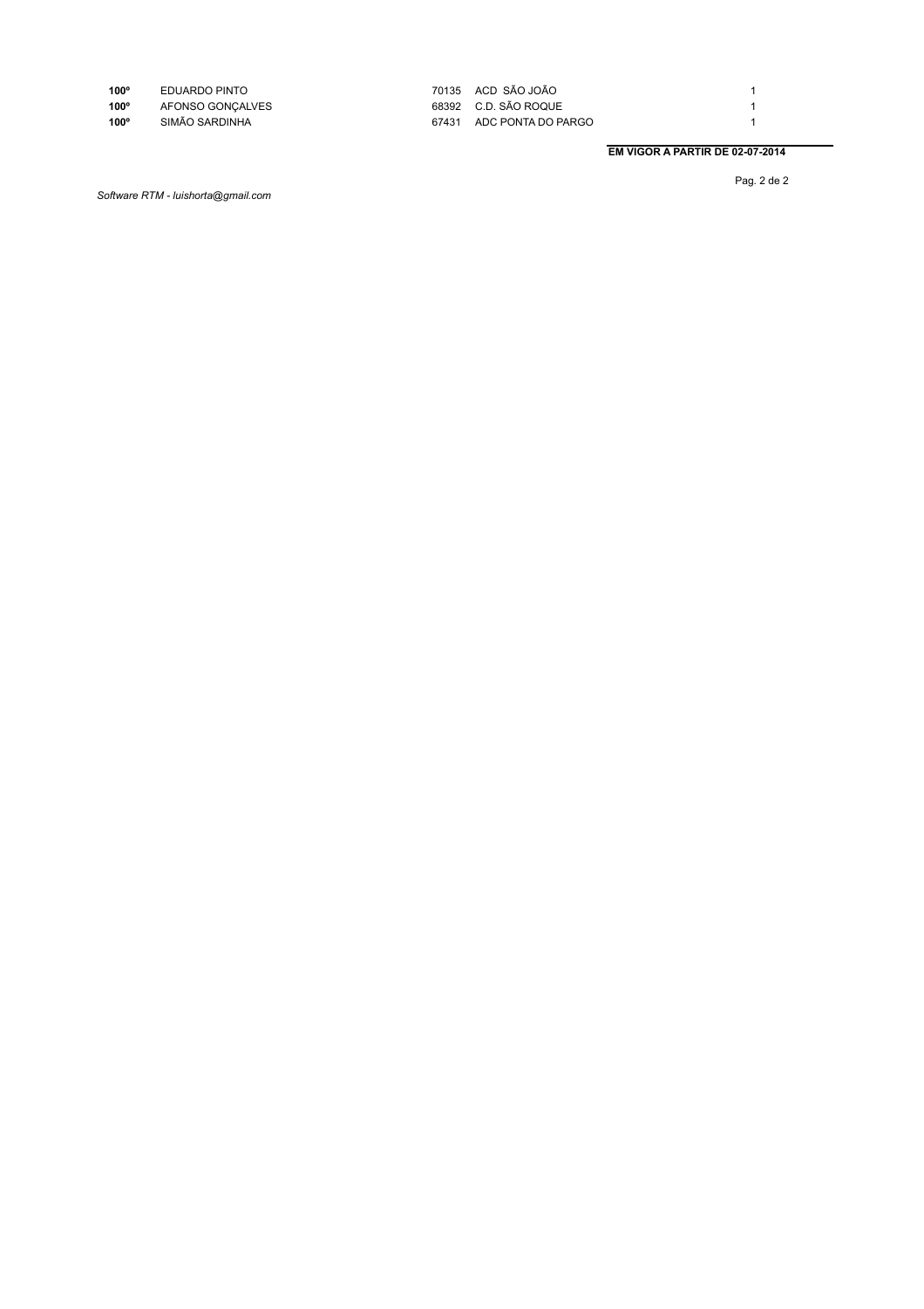| | | | | |
|---|---|---|---|---|
| **100º** | EDUARDO PINTO | 70135 | ACD SÃO JOÃO | 1 |
| **100º** | AFONSO GONÇALVES | 68392 | C.D. SÃO ROQUE | 1 |
| **100º** | SIMÃO SARDINHA | 67431 | ADC PONTA DO PARGO | 1 |

**EM VIGOR A PARTIR DE 02-07-2014**

*Software RTM - luishorta@gmail.com*